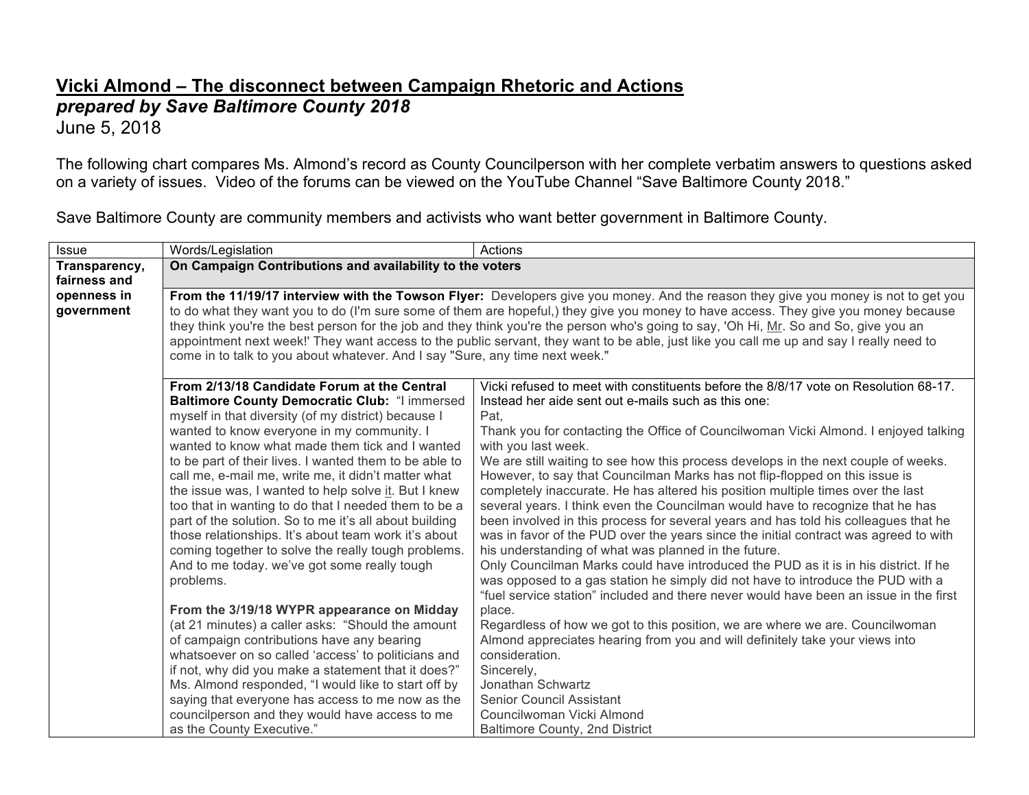# Vicki Almond – The disconnect between Campaign Rhetoric and Actions

***prepared by Save Baltimore County 2018***

June 5, 2018

The following chart compares Ms. Almond's record as County Councilperson with her complete verbatim answers to questions asked on a variety of issues. Video of the forums can be viewed on the YouTube Channel "Save Baltimore County 2018."

Save Baltimore County are community members and activists who want better government in Baltimore County.

| Issue | Words/Legislation | Actions |
|---|---|---|
| **Transparency, fairness and openness in government** | **On Campaign Contributions and availability to the voters** | |
| | **From the 11/19/17 interview with the Towson Flyer:** Developers give you money. And the reason they give you money is not to get you to do what they want you to do (I'm sure some of them are hopeful,) they give you money to have access. They give you money because they think you're the best person for the job and they think you're the person who's going to say, 'Oh Hi, Mr. So and So, give you an appointment next week!' They want access to the public servant, they want to be able, just like you call me up and say I really need to come in to talk to you about whatever. And I say "Sure, any time next week." | |
| | **From 2/13/18 Candidate Forum at the Central Baltimore County Democratic Club:** "I immersed myself in that diversity (of my district) because I wanted to know everyone in my community. I wanted to know what made them tick and I wanted to be part of their lives. I wanted them to be able to call me, e-mail me, write me, it didn't matter what the issue was, I wanted to help solve it. But I knew too that in wanting to do that I needed them to be a part of the solution. So to me it's all about building those relationships. It's about team work it's about coming together to solve the really tough problems. And to me today. we've got some really tough problems.<br><br>**From the 3/19/18 WYPR appearance on Midday** (at 21 minutes) a caller asks: "Should the amount of campaign contributions have any bearing whatsoever on so called 'access' to politicians and if not, why did you make a statement that it does?" Ms. Almond responded, "I would like to start off by saying that everyone has access to me now as the councilperson and they would have access to me as the County Executive." | Vicki refused to meet with constituents before the 8/8/17 vote on Resolution 68-17. Instead her aide sent out e-mails such as this one:<br>Pat,<br>Thank you for contacting the Office of Councilwoman Vicki Almond. I enjoyed talking with you last week.<br>We are still waiting to see how this process develops in the next couple of weeks. However, to say that Councilman Marks has not flip-flopped on this issue is completely inaccurate. He has altered his position multiple times over the last several years. I think even the Councilman would have to recognize that he has been involved in this process for several years and has told his colleagues that he was in favor of the PUD over the years since the initial contract was agreed to with his understanding of what was planned in the future.<br>Only Councilman Marks could have introduced the PUD as it is in his district. If he was opposed to a gas station he simply did not have to introduce the PUD with a "fuel service station" included and there never would have been an issue in the first place.<br>Regardless of how we got to this position, we are where we are. Councilwoman Almond appreciates hearing from you and will definitely take your views into consideration.<br>Sincerely,<br>Jonathan Schwartz<br>Senior Council Assistant<br>Councilwoman Vicki Almond<br>Baltimore County, 2nd District |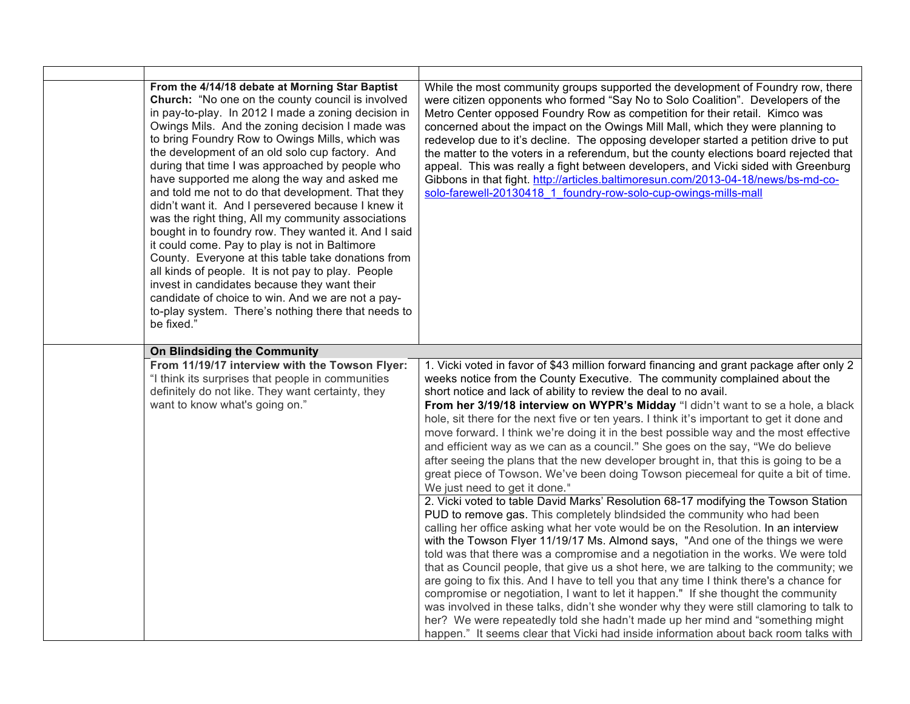| | | |
|---|---|---|
| | **From the 4/14/18 debate at Morning Star Baptist Church:** "No one on the county council is involved in pay-to-play. In 2012 I made a zoning decision in Owings Mils. And the zoning decision I made was to bring Foundry Row to Owings Mills, which was the development of an old solo cup factory. And during that time I was approached by people who have supported me along the way and asked me and told me not to do that development. That they didn't want it. And I persevered because I knew it was the right thing, All my community associations bought in to foundry row. They wanted it. And I said it could come. Pay to play is not in Baltimore County. Everyone at this table take donations from all kinds of people. It is not pay to play. People invest in candidates because they want their candidate of choice to win. And we are not a pay-to-play system. There's nothing there that needs to be fixed." | While the most community groups supported the development of Foundry row, there were citizen opponents who formed "Say No to Solo Coalition". Developers of the Metro Center opposed Foundry Row as competition for their retail. Kimco was concerned about the impact on the Owings Mill Mall, which they were planning to redevelop due to it's decline. The opposing developer started a petition drive to put the matter to the voters in a referendum, but the county elections board rejected that appeal. This was really a fight between developers, and Vicki sided with Greenburg Gibbons in that fight. http://articles.baltimoresun.com/2013-04-18/news/bs-md-co-solo-farewell-20130418_1_foundry-row-solo-cup-owings-mills-mall |
| | **On Blindsiding the Community** | |
| | **From 11/19/17 interview with the Towson Flyer:** "I think its surprises that people in communities definitely do not like. They want certainty, they want to know what's going on." | 1. Vicki voted in favor of $43 million forward financing and grant package after only 2 weeks notice from the County Executive. The community complained about the short notice and lack of ability to review the deal to no avail. **From her 3/19/18 interview on WYPR's Midday** "I didn't want to se a hole, a black hole, sit there for the next five or ten years. I think it's important to get it done and move forward. I think we're doing it in the best possible way and the most effective and efficient way as we can as a council." She goes on the say, "We do believe after seeing the plans that the new developer brought in, that this is going to be a great piece of Towson. We've been doing Towson piecemeal for quite a bit of time. We just need to get it done." |
| | | 2. Vicki voted to table David Marks' Resolution 68-17 modifying the Towson Station PUD to remove gas. This completely blindsided the community who had been calling her office asking what her vote would be on the Resolution. In an interview with the Towson Flyer 11/19/17 Ms. Almond says, "And one of the things we were told was that there was a compromise and a negotiation in the works. We were told that as Council people, that give us a shot here, we are talking to the community; we are going to fix this. And I have to tell you that any time I think there's a chance for compromise or negotiation, I want to let it happen." If she thought the community was involved in these talks, didn't she wonder why they were still clamoring to talk to her? We were repeatedly told she hadn't made up her mind and "something might happen." It seems clear that Vicki had inside information about back room talks with |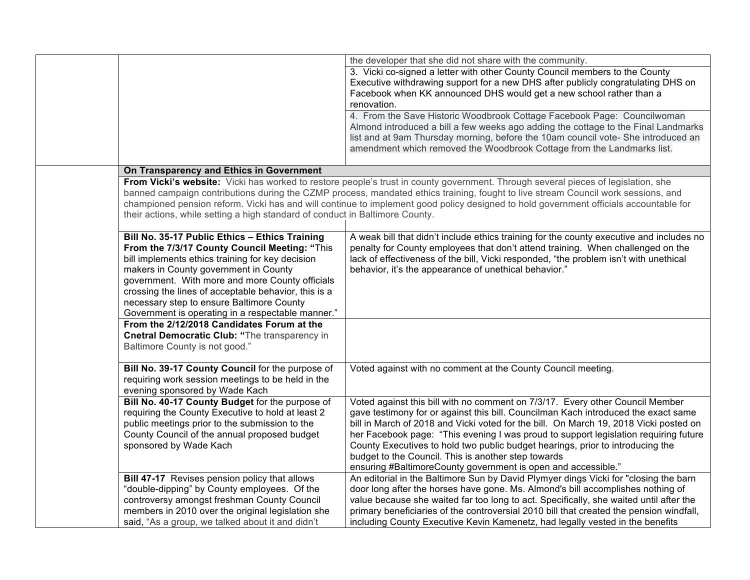| | | |
|---|---|---|
| | | the developer that she did not share with the community. |
| | | 3. Vicki co-signed a letter with other County Council members to the County Executive withdrawing support for a new DHS after publicly congratulating DHS on Facebook when KK announced DHS would get a new school rather than a renovation. |
| | | 4. From the Save Historic Woodbrook Cottage Facebook Page: Councilwoman Almond introduced a bill a few weeks ago adding the cottage to the Final Landmarks list and at 9am Thursday morning, before the 10am council vote- She introduced an amendment which removed the Woodbrook Cottage from the Landmarks list. |
| | **On Transparency and Ethics in Government** | |
| | **From Vicki's website:** Vicki has worked to restore people's trust in county government. Through several pieces of legislation, she banned campaign contributions during the CZMP process, mandated ethics training, fought to live stream Council work sessions, and championed pension reform. Vicki has and will continue to implement good policy designed to hold government officials accountable for their actions, while setting a high standard of conduct in Baltimore County. | |
| | **Bill No. 35-17 Public Ethics – Ethics Training From the 7/3/17 County Council Meeting: "**This bill implements ethics training for key decision makers in County government in County government. With more and more County officials crossing the lines of acceptable behavior, this is a necessary step to ensure Baltimore County Government is operating in a respectable manner." | A weak bill that didn't include ethics training for the county executive and includes no penalty for County employees that don't attend training. When challenged on the lack of effectiveness of the bill, Vicki responded, "the problem isn't with unethical behavior, it's the appearance of unethical behavior." |
| | **From the 2/12/2018 Candidates Forum at the Cnetral Democratic Club: "**The transparency in Baltimore County is not good." | |
| | **Bill No. 39-17 County Council** for the purpose of requiring work session meetings to be held in the evening sponsored by Wade Kach | Voted against with no comment at the County Council meeting. |
| | **Bill No. 40-17 County Budget** for the purpose of requiring the County Executive to hold at least 2 public meetings prior to the submission to the County Council of the annual proposed budget sponsored by Wade Kach | Voted against this bill with no comment on 7/3/17. Every other Council Member gave testimony for or against this bill. Councilman Kach introduced the exact same bill in March of 2018 and Vicki voted for the bill. On March 19, 2018 Vicki posted on her Facebook page: "This evening I was proud to support legislation requiring future County Executives to hold two public budget hearings, prior to introducing the budget to the Council. This is another step towards ensuring #BaltimoreCounty government is open and accessible." |
| | **Bill 47-17** Revises pension policy that allows "double-dipping" by County employees. Of the controversy amongst freshman County Council members in 2010 over the original legislation she said, "As a group, we talked about it and didn't | An editorial in the Baltimore Sun by David Plymyer dings Vicki for "closing the barn door long after the horses have gone. Ms. Almond's bill accomplishes nothing of value because she waited far too long to act. Specifically, she waited until after the primary beneficiaries of the controversial 2010 bill that created the pension windfall, including County Executive Kevin Kamenetz, had legally vested in the benefits |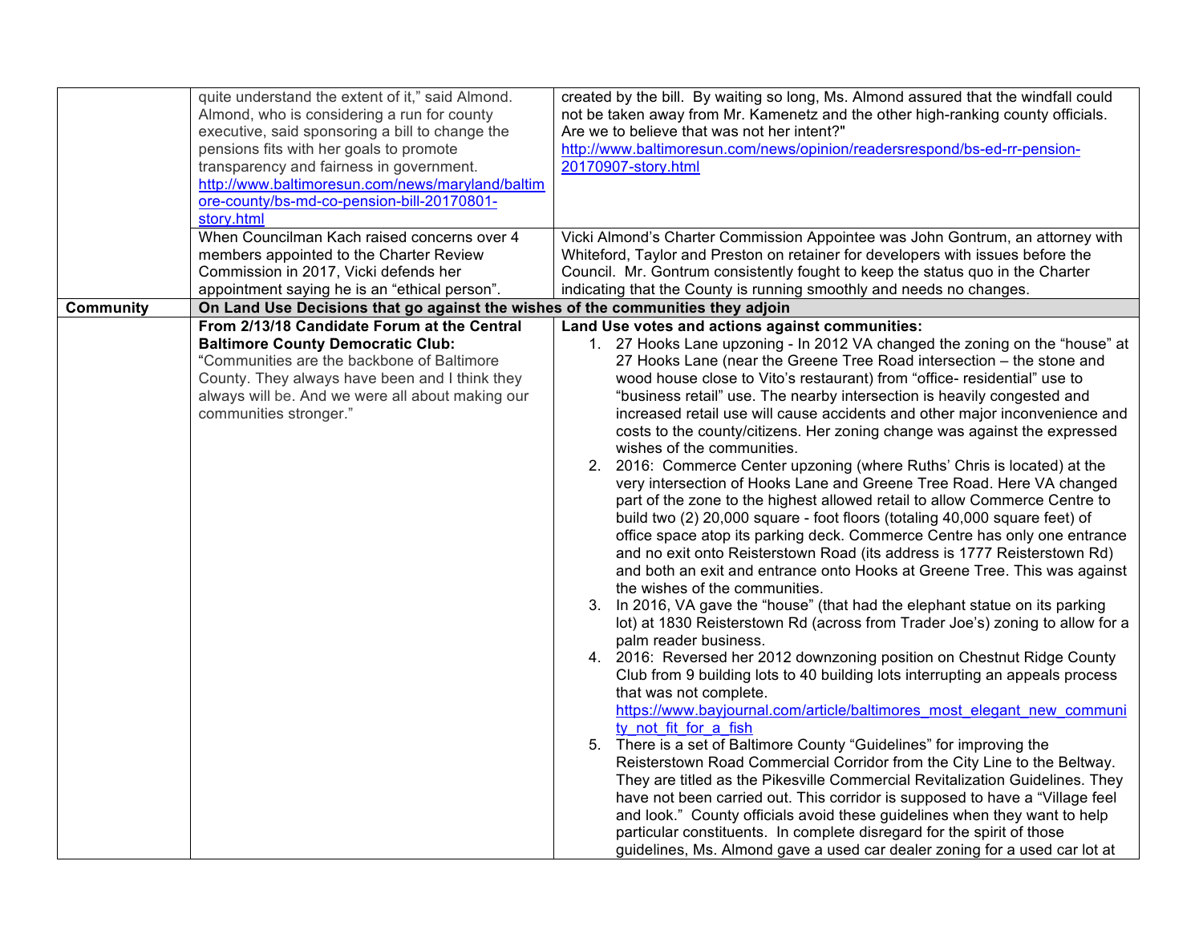| | | |
|---|---|---|
| | quite understand the extent of it," said Almond. Almond, who is considering a run for county executive, said sponsoring a bill to change the pensions fits with her goals to promote transparency and fairness in government. http://www.baltimoresun.com/news/maryland/baltimore-county/bs-md-co-pension-bill-20170801-story.html | created by the bill. By waiting so long, Ms. Almond assured that the windfall could not be taken away from Mr. Kamenetz and the other high-ranking county officials. Are we to believe that was not her intent?" http://www.baltimoresun.com/news/opinion/readersrespond/bs-ed-rr-pension-20170907-story.html |
| | When Councilman Kach raised concerns over 4 members appointed to the Charter Review Commission in 2017, Vicki defends her appointment saying he is an "ethical person". | Vicki Almond's Charter Commission Appointee was John Gontrum, an attorney with Whiteford, Taylor and Preston on retainer for developers with issues before the Council. Mr. Gontrum consistently fought to keep the status quo in the Charter indicating that the County is running smoothly and needs no changes. |
| **Community** | **On Land Use Decisions that go against the wishes of the communities they adjoin** | |
| | **From 2/13/18 Candidate Forum at the Central Baltimore County Democratic Club:** "Communities are the backbone of Baltimore County. They always have been and I think they always will be. And we were all about making our communities stronger." | **Land Use votes and actions against communities:**<br>1. 27 Hooks Lane upzoning - In 2012 VA changed the zoning on the "house" at 27 Hooks Lane (near the Greene Tree Road intersection – the stone and wood house close to Vito's restaurant) from "office- residential" use to "business retail" use. The nearby intersection is heavily congested and increased retail use will cause accidents and other major inconvenience and costs to the county/citizens. Her zoning change was against the expressed wishes of the communities.<br>2. 2016: Commerce Center upzoning (where Ruths' Chris is located) at the very intersection of Hooks Lane and Greene Tree Road. Here VA changed part of the zone to the highest allowed retail to allow Commerce Centre to build two (2) 20,000 square - foot floors (totaling 40,000 square feet) of office space atop its parking deck. Commerce Centre has only one entrance and no exit onto Reisterstown Road (its address is 1777 Reisterstown Rd) and both an exit and entrance onto Hooks at Greene Tree. This was against the wishes of the communities.<br>3. In 2016, VA gave the "house" (that had the elephant statue on its parking lot) at 1830 Reisterstown Rd (across from Trader Joe's) zoning to allow for a palm reader business.<br>4. 2016: Reversed her 2012 downzoning position on Chestnut Ridge County Club from 9 building lots to 40 building lots interrupting an appeals process that was not complete. https://www.bayjournal.com/article/baltimores_most_elegant_new_community_not_fit_for_a_fish<br>5. There is a set of Baltimore County "Guidelines" for improving the Reisterstown Road Commercial Corridor from the City Line to the Beltway. They are titled as the Pikesville Commercial Revitalization Guidelines. They have not been carried out. This corridor is supposed to have a "Village feel and look." County officials avoid these guidelines when they want to help particular constituents. In complete disregard for the spirit of those guidelines, Ms. Almond gave a used car dealer zoning for a used car lot at |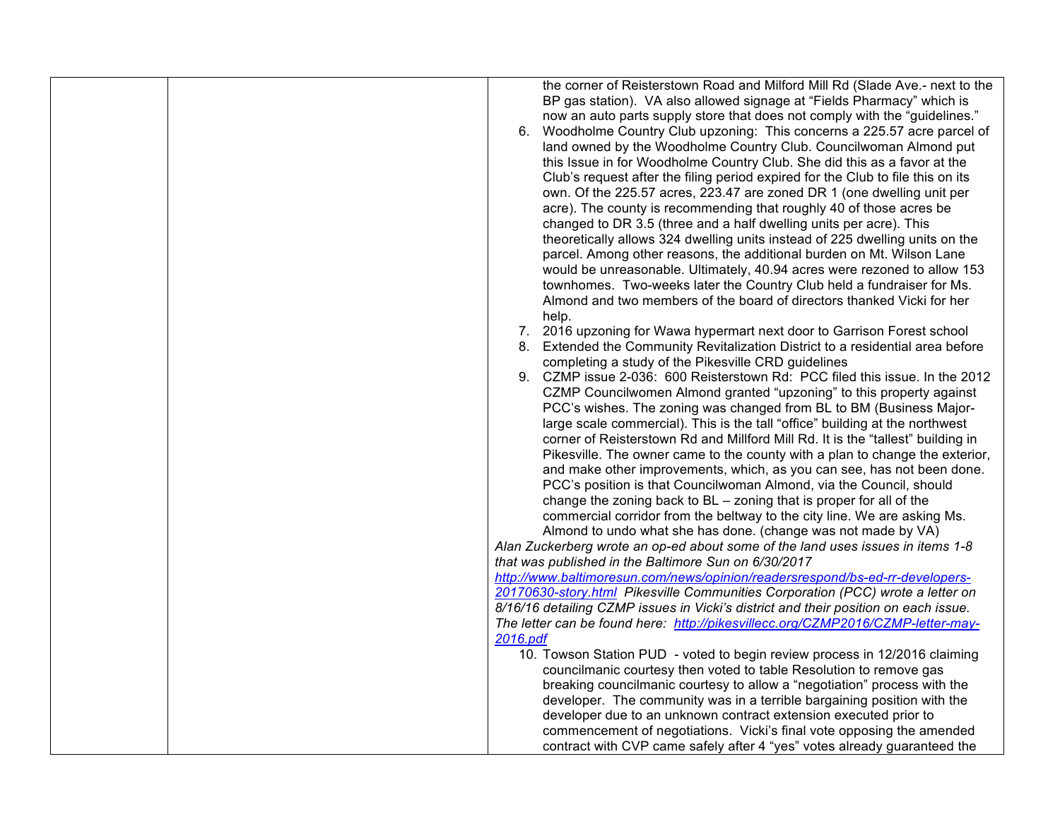| | | the corner of Reisterstown Road and Milford Mill Rd (Slade Ave.- next to the BP gas station). VA also allowed signage at "Fields Pharmacy" which is now an auto parts supply store that does not comply with the "guidelines."<br>6. Woodholme Country Club upzoning: This concerns a 225.57 acre parcel of land owned by the Woodholme Country Club. Councilwoman Almond put this Issue in for Woodholme Country Club. She did this as a favor at the Club's request after the filing period expired for the Club to file this on its own. Of the 225.57 acres, 223.47 are zoned DR 1 (one dwelling unit per acre). The county is recommending that roughly 40 of those acres be changed to DR 3.5 (three and a half dwelling units per acre). This theoretically allows 324 dwelling units instead of 225 dwelling units on the parcel. Among other reasons, the additional burden on Mt. Wilson Lane would be unreasonable. Ultimately, 40.94 acres were rezoned to allow 153 townhomes. Two-weeks later the Country Club held a fundraiser for Ms. Almond and two members of the board of directors thanked Vicki for her help.<br>7. 2016 upzoning for Wawa hypermart next door to Garrison Forest school<br>8. Extended the Community Revitalization District to a residential area before completing a study of the Pikesville CRD guidelines<br>9. CZMP issue 2-036: 600 Reisterstown Rd: PCC filed this issue. In the 2012 CZMP Councilwomen Almond granted "upzoning" to this property against PCC's wishes. The zoning was changed from BL to BM (Business Major- large scale commercial). This is the tall "office" building at the northwest corner of Reisterstown Rd and Millford Mill Rd. It is the "tallest" building in Pikesville. The owner came to the county with a plan to change the exterior, and make other improvements, which, as you can see, has not been done. PCC's position is that Councilwoman Almond, via the Council, should change the zoning back to BL – zoning that is proper for all of the commercial corridor from the beltway to the city line. We are asking Ms. Almond to undo what she has done. (change was not made by VA)<br>*Alan Zuckerberg wrote an op-ed about some of the land uses issues in items 1-8 that was published in the Baltimore Sun on 6/30/2017* *http://www.baltimoresun.com/news/opinion/readersrespond/bs-ed-rr-developers-20170630-story.html* *Pikesville Communities Corporation (PCC) wrote a letter on 8/16/16 detailing CZMP issues in Vicki's district and their position on each issue. The letter can be found here:* *http://pikesvillecc.org/CZMP2016/CZMP-letter-may-2016.pdf*<br>10. Towson Station PUD - voted to begin review process in 12/2016 claiming councilmanic courtesy then voted to table Resolution to remove gas breaking councilmanic courtesy to allow a "negotiation" process with the developer. The community was in a terrible bargaining position with the developer due to an unknown contract extension executed prior to commencement of negotiations. Vicki's final vote opposing the amended contract with CVP came safely after 4 "yes" votes already guaranteed the |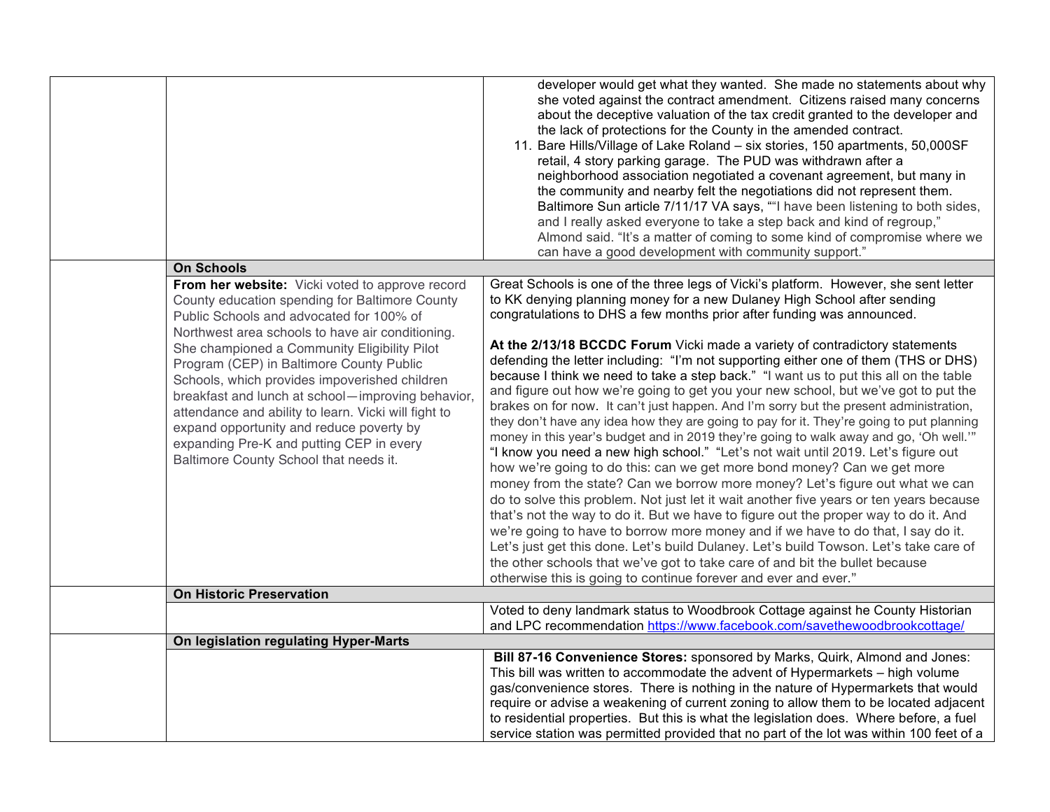| | | |
|---|---|---|
| | | developer would get what they wanted. She made no statements about why she voted against the contract amendment. Citizens raised many concerns about the deceptive valuation of the tax credit granted to the developer and the lack of protections for the County in the amended contract.<br>11. Bare Hills/Village of Lake Roland – six stories, 150 apartments, 50,000SF retail, 4 story parking garage. The PUD was withdrawn after a neighborhood association negotiated a covenant agreement, but many in the community and nearby felt the negotiations did not represent them. Baltimore Sun article 7/11/17 VA says, ""I have been listening to both sides, and I really asked everyone to take a step back and kind of regroup," Almond said. "It's a matter of coming to some kind of compromise where we can have a good development with community support." |
| | **On Schools** | |
| | **From her website:** Vicki voted to approve record County education spending for Baltimore County Public Schools and advocated for 100% of Northwest area schools to have air conditioning. She championed a Community Eligibility Pilot Program (CEP) in Baltimore County Public Schools, which provides impoverished children breakfast and lunch at school—improving behavior, attendance and ability to learn. Vicki will fight to expand opportunity and reduce poverty by expanding Pre-K and putting CEP in every Baltimore County School that needs it. | Great Schools is one of the three legs of Vicki's platform. However, she sent letter to KK denying planning money for a new Dulaney High School after sending congratulations to DHS a few months prior after funding was announced.<br><br>**At the 2/13/18 BCCDC Forum** Vicki made a variety of contradictory statements defending the letter including: "I'm not supporting either one of them (THS or DHS) because I think we need to take a step back." "I want us to put this all on the table and figure out how we're going to get you your new school, but we've got to put the brakes on for now. It can't just happen. And I'm sorry but the present administration, they don't have any idea how they are going to pay for it. They're going to put planning money in this year's budget and in 2019 they're going to walk away and go, 'Oh well.'" "I know you need a new high school." "Let's not wait until 2019. Let's figure out how we're going to do this: can we get more bond money? Can we get more money from the state? Can we borrow more money? Let's figure out what we can do to solve this problem. Not just let it wait another five years or ten years because that's not the way to do it. But we have to figure out the proper way to do it. And we're going to have to borrow more money and if we have to do that, I say do it. Let's just get this done. Let's build Dulaney. Let's build Towson. Let's take care of the other schools that we've got to take care of and bit the bullet because otherwise this is going to continue forever and ever and ever." |
| | **On Historic Preservation** | |
| | | Voted to deny landmark status to Woodbrook Cottage against he County Historian and LPC recommendation https://www.facebook.com/savethewoodbrookcottage/ |
| | **On legislation regulating Hyper-Marts** | |
| | | **Bill 87-16 Convenience Stores:** sponsored by Marks, Quirk, Almond and Jones: This bill was written to accommodate the advent of Hypermarkets – high volume gas/convenience stores. There is nothing in the nature of Hypermarkets that would require or advise a weakening of current zoning to allow them to be located adjacent to residential properties. But this is what the legislation does. Where before, a fuel service station was permitted provided that no part of the lot was within 100 feet of a |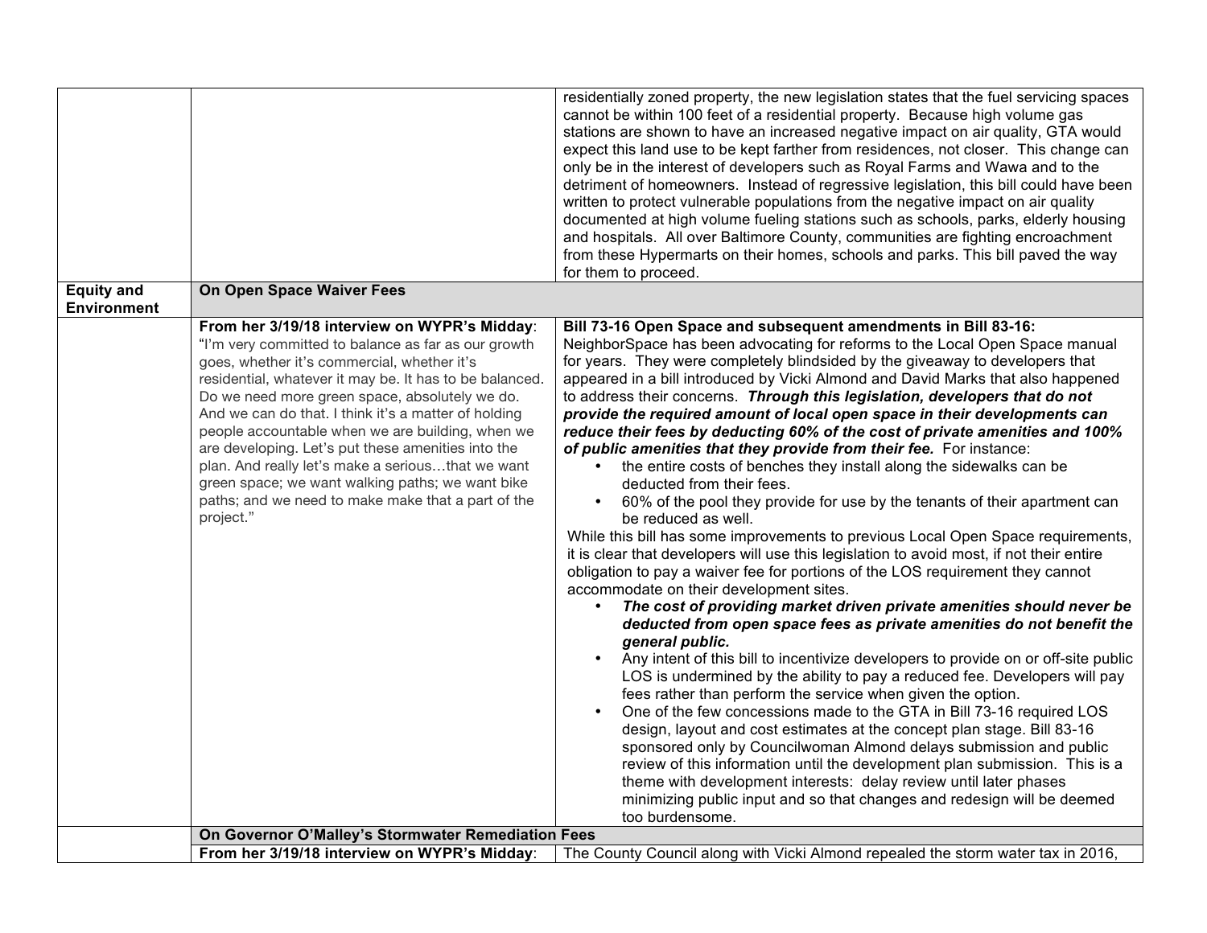| | | |
|---|---|---|
| | | residentially zoned property, the new legislation states that the fuel servicing spaces cannot be within 100 feet of a residential property. Because high volume gas stations are shown to have an increased negative impact on air quality, GTA would expect this land use to be kept farther from residences, not closer. This change can only be in the interest of developers such as Royal Farms and Wawa and to the detriment of homeowners. Instead of regressive legislation, this bill could have been written to protect vulnerable populations from the negative impact on air quality documented at high volume fueling stations such as schools, parks, elderly housing and hospitals. All over Baltimore County, communities are fighting encroachment from these Hypermarts on their homes, schools and parks. This bill paved the way for them to proceed. |
| **Equity and Environment** | **On Open Space Waiver Fees** | |
| | **From her 3/19/18 interview on WYPR's Midday**: "I'm very committed to balance as far as our growth goes, whether it's commercial, whether it's residential, whatever it may be. It has to be balanced. Do we need more green space, absolutely we do. And we can do that. I think it's a matter of holding people accountable when we are building, when we are developing. Let's put these amenities into the plan. And really let's make a serious…that we want green space; we want walking paths; we want bike paths; and we need to make make that a part of the project." | **Bill 73-16 Open Space and subsequent amendments in Bill 83-16:** NeighborSpace has been advocating for reforms to the Local Open Space manual for years. They were completely blindsided by the giveaway to developers that appeared in a bill introduced by Vicki Almond and David Marks that also happened to address their concerns. ***Through this legislation, developers that do not provide the required amount of local open space in their developments can reduce their fees by deducting 60% of the cost of private amenities and 100% of public amenities that they provide from their fee.*** For instance:<br>• the entire costs of benches they install along the sidewalks can be deducted from their fees.<br>• 60% of the pool they provide for use by the tenants of their apartment can be reduced as well.<br>While this bill has some improvements to previous Local Open Space requirements, it is clear that developers will use this legislation to avoid most, if not their entire obligation to pay a waiver fee for portions of the LOS requirement they cannot accommodate on their development sites.<br>• ***The cost of providing market driven private amenities should never be deducted from open space fees as private amenities do not benefit the general public.***<br>• Any intent of this bill to incentivize developers to provide on or off-site public LOS is undermined by the ability to pay a reduced fee. Developers will pay fees rather than perform the service when given the option.<br>• One of the few concessions made to the GTA in Bill 73-16 required LOS design, layout and cost estimates at the concept plan stage. Bill 83-16 sponsored only by Councilwoman Almond delays submission and public review of this information until the development plan submission. This is a theme with development interests: delay review until later phases minimizing public input and so that changes and redesign will be deemed too burdensome. |
| | **On Governor O'Malley's Stormwater Remediation Fees** | |
| | **From her 3/19/18 interview on WYPR's Midday**: | The County Council along with Vicki Almond repealed the storm water tax in 2016, |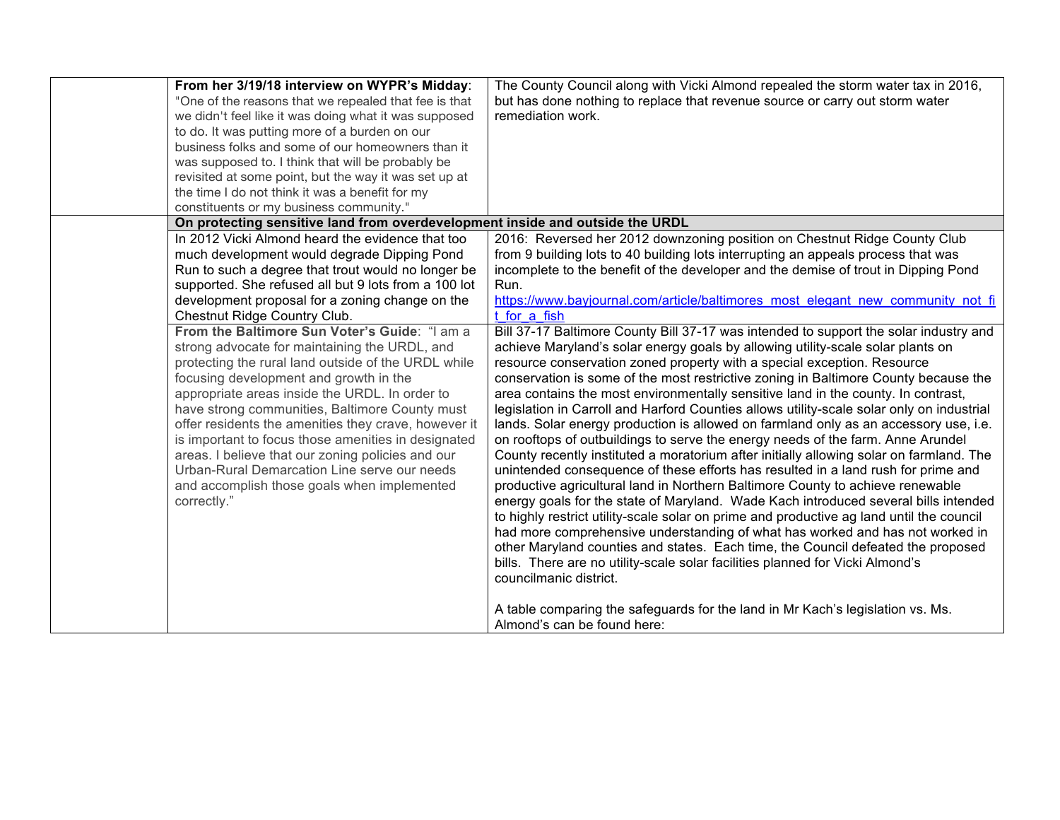| | | |
|---|---|---|
| | **From her 3/19/18 interview on WYPR's Midday**: "One of the reasons that we repealed that fee is that we didn't feel like it was doing what it was supposed to do. It was putting more of a burden on our business folks and some of our homeowners than it was supposed to. I think that will be probably be revisited at some point, but the way it was set up at the time I do not think it was a benefit for my constituents or my business community." | The County Council along with Vicki Almond repealed the storm water tax in 2016, but has done nothing to replace that revenue source or carry out storm water remediation work. |
| | **On protecting sensitive land from overdevelopment inside and outside the URDL** | |
| | In 2012 Vicki Almond heard the evidence that too much development would degrade Dipping Pond Run to such a degree that trout would no longer be supported. She refused all but 9 lots from a 100 lot development proposal for a zoning change on the Chestnut Ridge Country Club. | 2016: Reversed her 2012 downzoning position on Chestnut Ridge County Club from 9 building lots to 40 building lots interrupting an appeals process that was incomplete to the benefit of the developer and the demise of trout in Dipping Pond Run. https://www.bayjournal.com/article/baltimores_most_elegant_new_community_not_fit_for_a_fish |
| | **From the Baltimore Sun Voter's Guide**: "I am a strong advocate for maintaining the URDL, and protecting the rural land outside of the URDL while focusing development and growth in the appropriate areas inside the URDL. In order to have strong communities, Baltimore County must offer residents the amenities they crave, however it is important to focus those amenities in designated areas. I believe that our zoning policies and our Urban-Rural Demarcation Line serve our needs and accomplish those goals when implemented correctly." | Bill 37-17 Baltimore County Bill 37-17 was intended to support the solar industry and achieve Maryland's solar energy goals by allowing utility-scale solar plants on resource conservation zoned property with a special exception. Resource conservation is some of the most restrictive zoning in Baltimore County because the area contains the most environmentally sensitive land in the county. In contrast, legislation in Carroll and Harford Counties allows utility-scale solar only on industrial lands. Solar energy production is allowed on farmland only as an accessory use, i.e. on rooftops of outbuildings to serve the energy needs of the farm. Anne Arundel County recently instituted a moratorium after initially allowing solar on farmland. The unintended consequence of these efforts has resulted in a land rush for prime and productive agricultural land in Northern Baltimore County to achieve renewable energy goals for the state of Maryland. Wade Kach introduced several bills intended to highly restrict utility-scale solar on prime and productive ag land until the council had more comprehensive understanding of what has worked and has not worked in other Maryland counties and states. Each time, the Council defeated the proposed bills. There are no utility-scale solar facilities planned for Vicki Almond's councilmanic district.<br><br>A table comparing the safeguards for the land in Mr Kach's legislation vs. Ms. Almond's can be found here: |